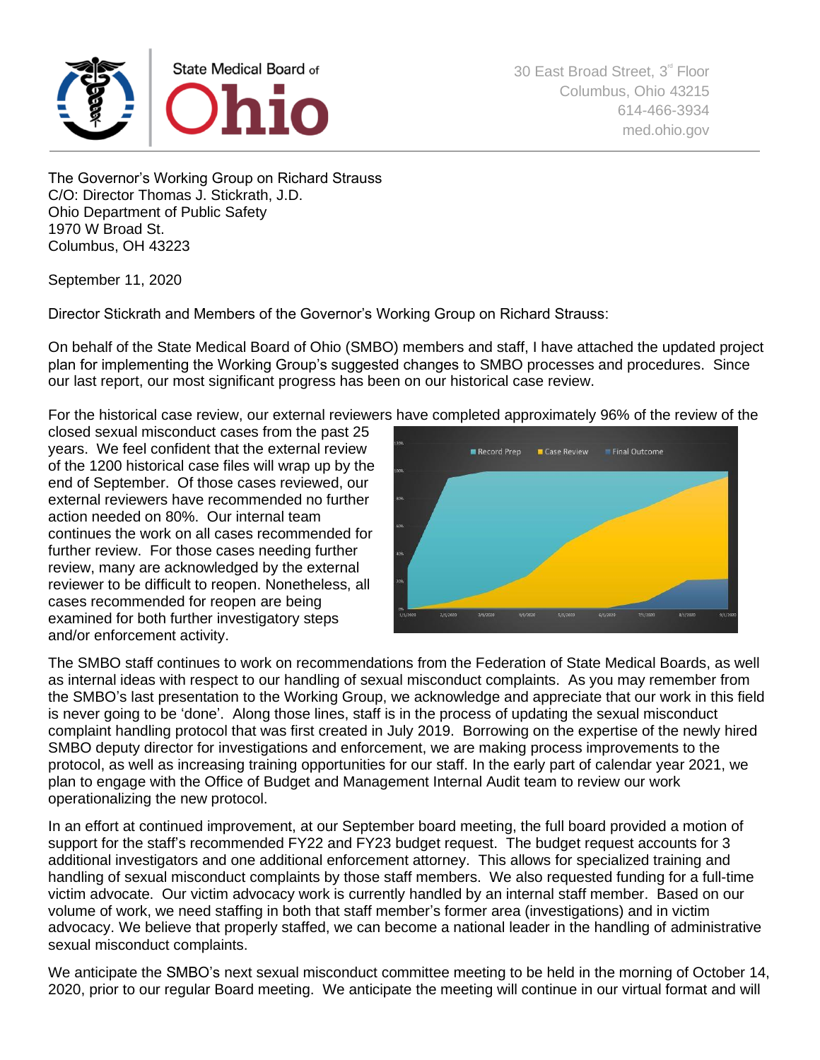State Medical Board of **Ohio**

30 East Broad Street, 3rd Floor
Columbus, Ohio 43215
614-466-3934
med.ohio.gov

The Governor's Working Group on Richard Strauss
C/O: Director Thomas J. Stickrath, J.D.
Ohio Department of Public Safety
1970 W Broad St.
Columbus, OH 43223

September 11, 2020

Director Stickrath and Members of the Governor's Working Group on Richard Strauss:

On behalf of the State Medical Board of Ohio (SMBO) members and staff, I have attached the updated project plan for implementing the Working Group's suggested changes to SMBO processes and procedures. Since our last report, our most significant progress has been on our historical case review.

For the historical case review, our external reviewers have completed approximately 96% of the review of the closed sexual misconduct cases from the past 25 years. We feel confident that the external review of the 1200 historical case files will wrap up by the end of September. Of those cases reviewed, our external reviewers have recommended no further action needed on 80%. Our internal team continues the work on all cases recommended for further review. For those cases needing further review, many are acknowledged by the external reviewer to be difficult to reopen. Nonetheless, all cases recommended for reopen are being examined for both further investigatory steps and/or enforcement activity.

Record Prep
Case Review
Final Outcome
120%
100%
80%
60%
40%
20%
0%
1/1/2020
2/1/2020
3/1/2020
4/1/2020
5/1/2020
6/1/2020
7/1/2020
8/1/2020
9/1/2020

The SMBO staff continues to work on recommendations from the Federation of State Medical Boards, as well as internal ideas with respect to our handling of sexual misconduct complaints. As you may remember from the SMBO's last presentation to the Working Group, we acknowledge and appreciate that our work in this field is never going to be 'done'. Along those lines, staff is in the process of updating the sexual misconduct complaint handling protocol that was first created in July 2019. Borrowing on the expertise of the newly hired SMBO deputy director for investigations and enforcement, we are making process improvements to the protocol, as well as increasing training opportunities for our staff. In the early part of calendar year 2021, we plan to engage with the Office of Budget and Management Internal Audit team to review our work operationalizing the new protocol.

In an effort at continued improvement, at our September board meeting, the full board provided a motion of support for the staff's recommended FY22 and FY23 budget request. The budget request accounts for 3 additional investigators and one additional enforcement attorney. This allows for specialized training and handling of sexual misconduct complaints by those staff members. We also requested funding for a full-time victim advocate. Our victim advocacy work is currently handled by an internal staff member. Based on our volume of work, we need staffing in both that staff member's former area (investigations) and in victim advocacy. We believe that properly staffed, we can become a national leader in the handling of administrative sexual misconduct complaints.

We anticipate the SMBO's next sexual misconduct committee meeting to be held in the morning of October 14, 2020, prior to our regular Board meeting. We anticipate the meeting will continue in our virtual format and will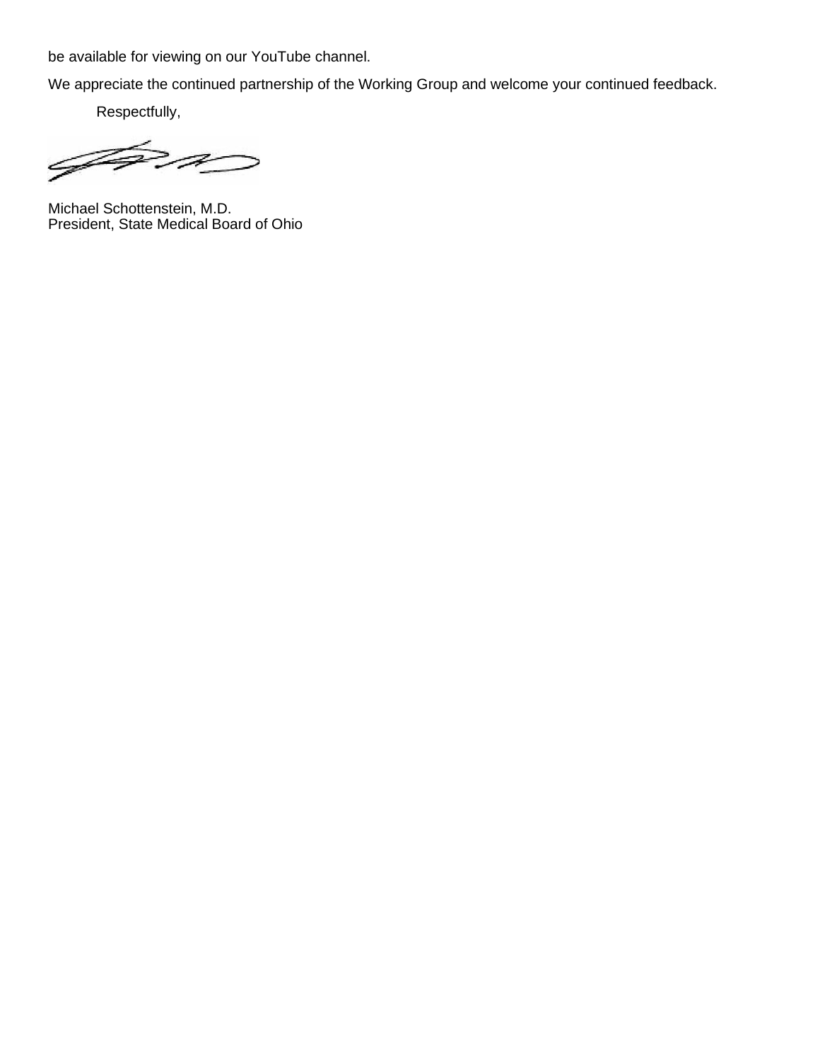be available for viewing on our YouTube channel.

We appreciate the continued partnership of the Working Group and welcome your continued feedback.

Respectfully,

Michael Schottenstein, M.D.
President, State Medical Board of Ohio